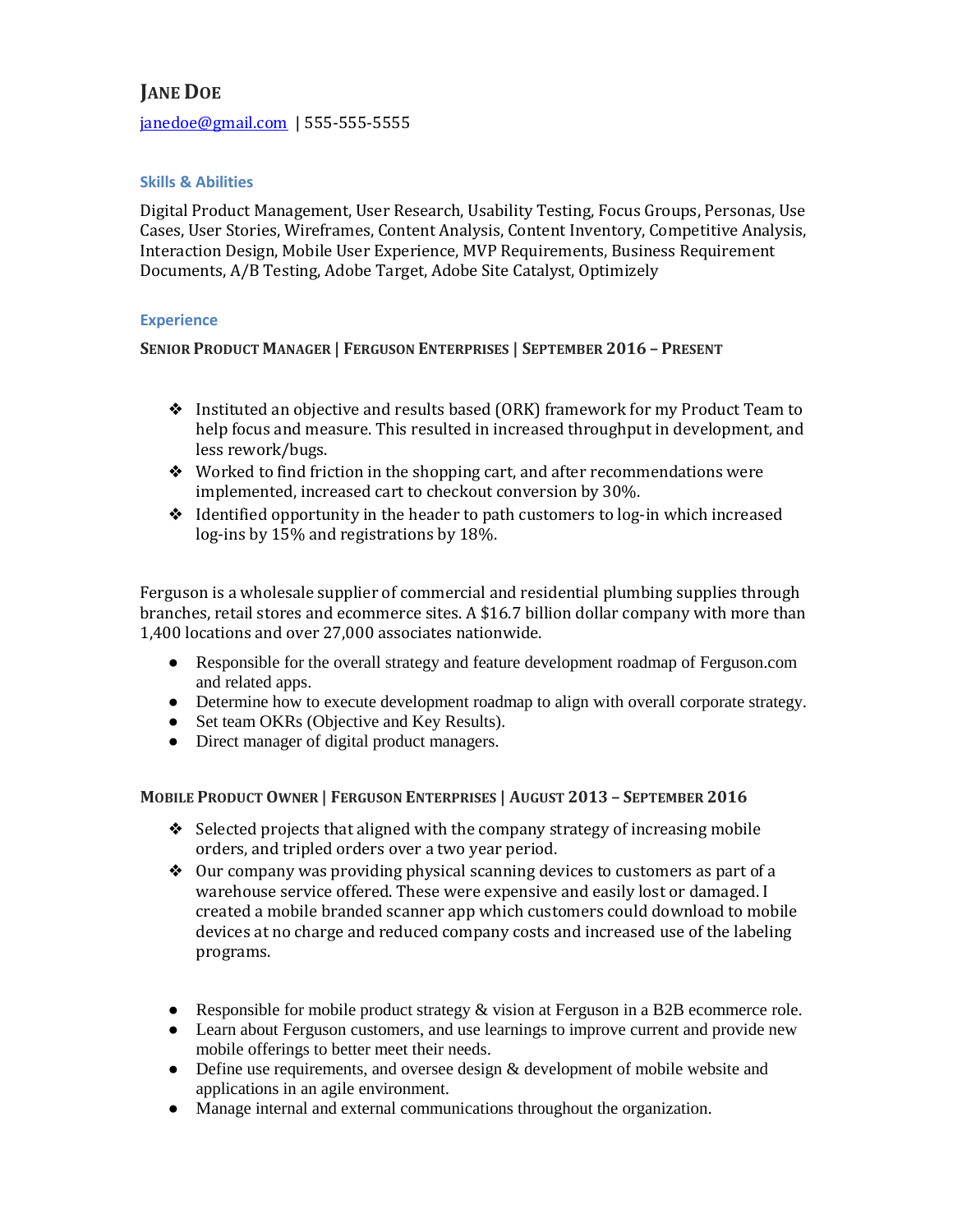# JANE DOE

janedoe@gmail.com | 555-555-5555

## Skills & Abilities

Digital Product Management, User Research, Usability Testing, Focus Groups, Personas, Use Cases, User Stories, Wireframes, Content Analysis, Content Inventory, Competitive Analysis, Interaction Design, Mobile User Experience, MVP Requirements, Business Requirement Documents, A/B Testing, Adobe Target, Adobe Site Catalyst, Optimizely

## Experience

### SENIOR PRODUCT MANAGER | FERGUSON ENTERPRISES | SEPTEMBER 2016 – PRESENT

- Instituted an objective and results based (ORK) framework for my Product Team to help focus and measure. This resulted in increased throughput in development, and less rework/bugs.
- Worked to find friction in the shopping cart, and after recommendations were implemented, increased cart to checkout conversion by 30%.
- Identified opportunity in the header to path customers to log-in which increased log-ins by 15% and registrations by 18%.

Ferguson is a wholesale supplier of commercial and residential plumbing supplies through branches, retail stores and ecommerce sites. A $16.7 billion dollar company with more than 1,400 locations and over 27,000 associates nationwide.

- Responsible for the overall strategy and feature development roadmap of Ferguson.com and related apps.
- Determine how to execute development roadmap to align with overall corporate strategy.
- Set team OKRs (Objective and Key Results).
- Direct manager of digital product managers.

### MOBILE PRODUCT OWNER | FERGUSON ENTERPRISES | AUGUST 2013 – SEPTEMBER 2016

- Selected projects that aligned with the company strategy of increasing mobile orders, and tripled orders over a two year period.
- Our company was providing physical scanning devices to customers as part of a warehouse service offered. These were expensive and easily lost or damaged. I created a mobile branded scanner app which customers could download to mobile devices at no charge and reduced company costs and increased use of the labeling programs.

- Responsible for mobile product strategy & vision at Ferguson in a B2B ecommerce role.
- Learn about Ferguson customers, and use learnings to improve current and provide new mobile offerings to better meet their needs.
- Define use requirements, and oversee design & development of mobile website and applications in an agile environment.
- Manage internal and external communications throughout the organization.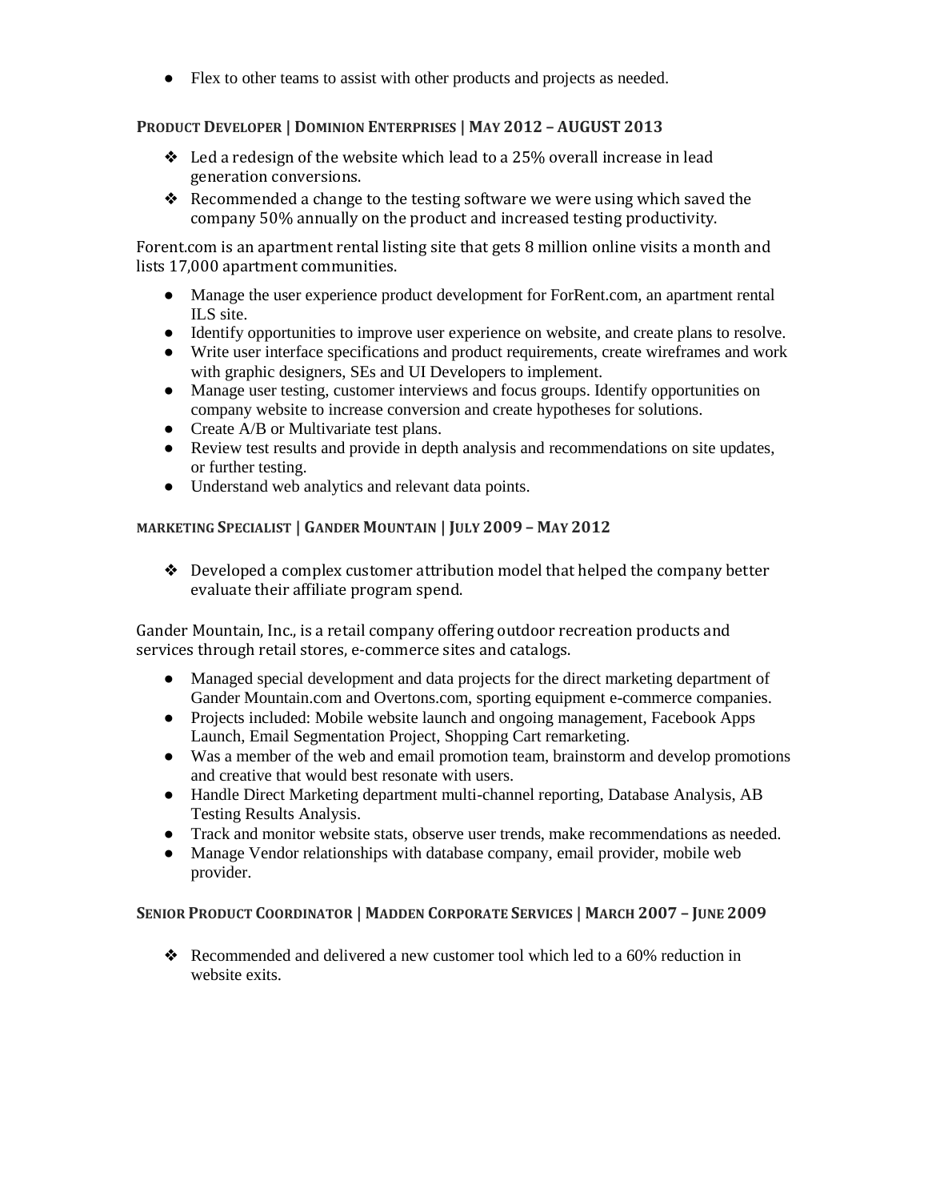- Flex to other teams to assist with other products and projects as needed.

### PRODUCT DEVELOPER | DOMINION ENTERPRISES | MAY 2012 – AUGUST 2013

- ❖ Led a redesign of the website which lead to a 25% overall increase in lead generation conversions.
- ❖ Recommended a change to the testing software we were using which saved the company 50% annually on the product and increased testing productivity.

Forent.com is an apartment rental listing site that gets 8 million online visits a month and lists 17,000 apartment communities.

- Manage the user experience product development for ForRent.com, an apartment rental ILS site.
- Identify opportunities to improve user experience on website, and create plans to resolve.
- Write user interface specifications and product requirements, create wireframes and work with graphic designers, SEs and UI Developers to implement.
- Manage user testing, customer interviews and focus groups. Identify opportunities on company website to increase conversion and create hypotheses for solutions.
- Create A/B or Multivariate test plans.
- Review test results and provide in depth analysis and recommendations on site updates, or further testing.
- Understand web analytics and relevant data points.

### MARKETING SPECIALIST | GANDER MOUNTAIN | JULY 2009 – MAY 2012

- ❖ Developed a complex customer attribution model that helped the company better evaluate their affiliate program spend.

Gander Mountain, Inc., is a retail company offering outdoor recreation products and services through retail stores, e-commerce sites and catalogs.

- Managed special development and data projects for the direct marketing department of Gander Mountain.com and Overtons.com, sporting equipment e-commerce companies.
- Projects included: Mobile website launch and ongoing management, Facebook Apps Launch, Email Segmentation Project, Shopping Cart remarketing.
- Was a member of the web and email promotion team, brainstorm and develop promotions and creative that would best resonate with users.
- Handle Direct Marketing department multi-channel reporting, Database Analysis, AB Testing Results Analysis.
- Track and monitor website stats, observe user trends, make recommendations as needed.
- Manage Vendor relationships with database company, email provider, mobile web provider.

### SENIOR PRODUCT COORDINATOR | MADDEN CORPORATE SERVICES | MARCH 2007 – JUNE 2009

- ❖ Recommended and delivered a new customer tool which led to a 60% reduction in website exits.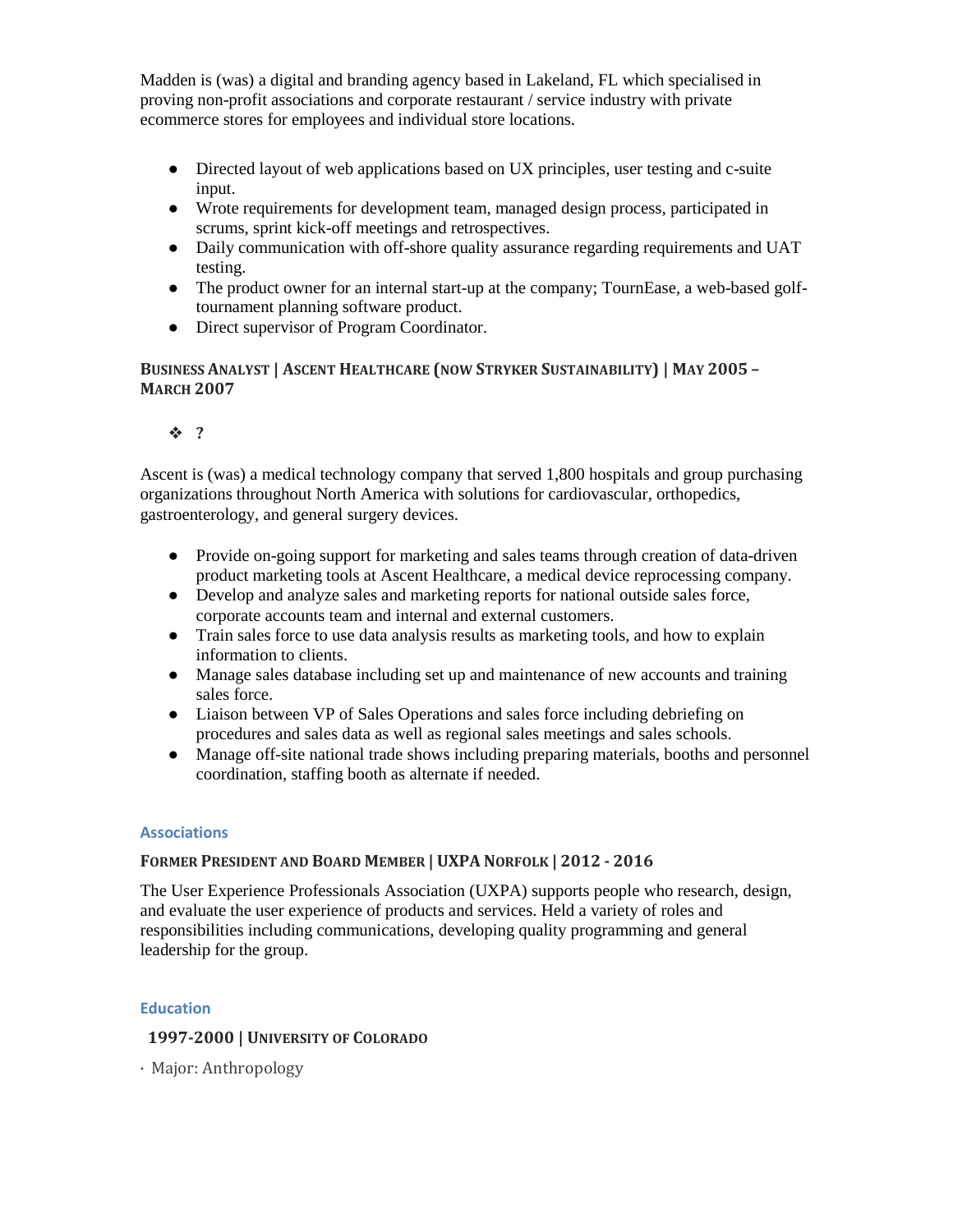Madden is (was) a digital and branding agency based in Lakeland, FL which specialised in proving non-profit associations and corporate restaurant / service industry with private ecommerce stores for employees and individual store locations.

- Directed layout of web applications based on UX principles, user testing and c-suite input.
- Wrote requirements for development team, managed design process, participated in scrums, sprint kick-off meetings and retrospectives.
- Daily communication with off-shore quality assurance regarding requirements and UAT testing.
- The product owner for an internal start-up at the company; TournEase, a web-based golf-tournament planning software product.
- Direct supervisor of Program Coordinator.

**BUSINESS ANALYST | ASCENT HEALTHCARE (NOW STRYKER SUSTAINABILITY) | MAY 2005 – MARCH 2007**

- **?**

Ascent is (was) a medical technology company that served 1,800 hospitals and group purchasing organizations throughout North America with solutions for cardiovascular, orthopedics, gastroenterology, and general surgery devices.

- Provide on-going support for marketing and sales teams through creation of data-driven product marketing tools at Ascent Healthcare, a medical device reprocessing company.
- Develop and analyze sales and marketing reports for national outside sales force, corporate accounts team and internal and external customers.
- Train sales force to use data analysis results as marketing tools, and how to explain information to clients.
- Manage sales database including set up and maintenance of new accounts and training sales force.
- Liaison between VP of Sales Operations and sales force including debriefing on procedures and sales data as well as regional sales meetings and sales schools.
- Manage off-site national trade shows including preparing materials, booths and personnel coordination, staffing booth as alternate if needed.

## Associations

**FORMER PRESIDENT AND BOARD MEMBER | UXPA NORFOLK | 2012 - 2016**

The User Experience Professionals Association (UXPA) supports people who research, design, and evaluate the user experience of products and services. Held a variety of roles and responsibilities including communications, developing quality programming and general leadership for the group.

## Education

**1997-2000 | UNIVERSITY OF COLORADO**

- Major: Anthropology